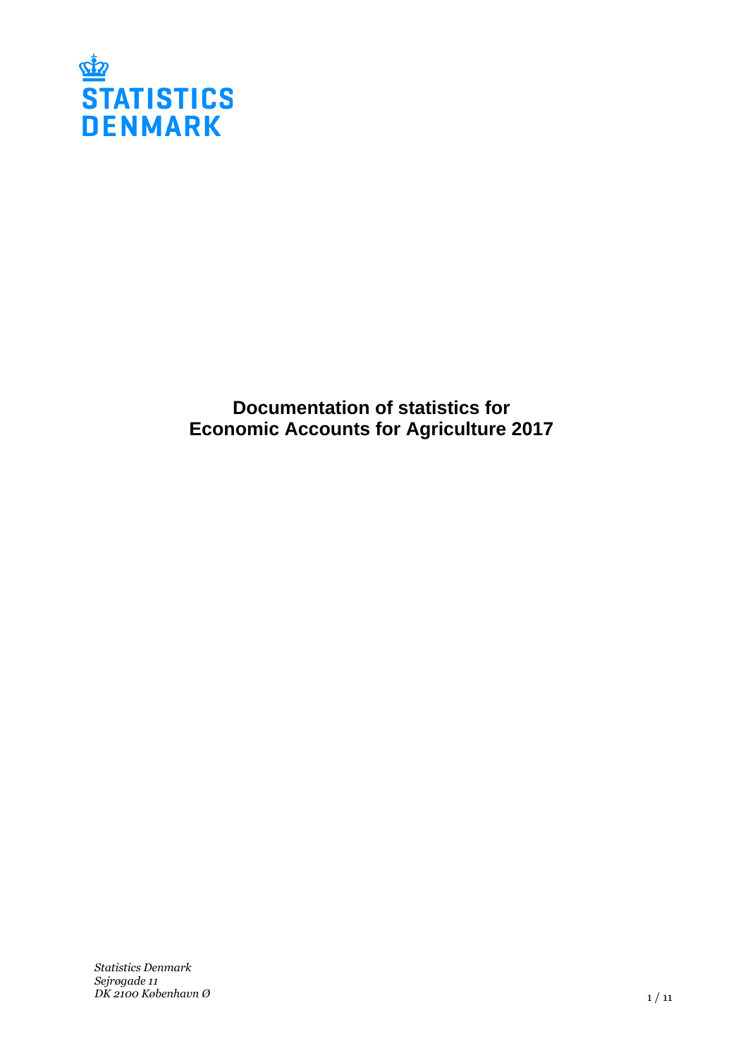STATISTICS DENMARK

# Documentation of statistics for Economic Accounts for Agriculture 2017

*Statistics Denmark*
*Sejrøgade 11*
*DK 2100 København Ø*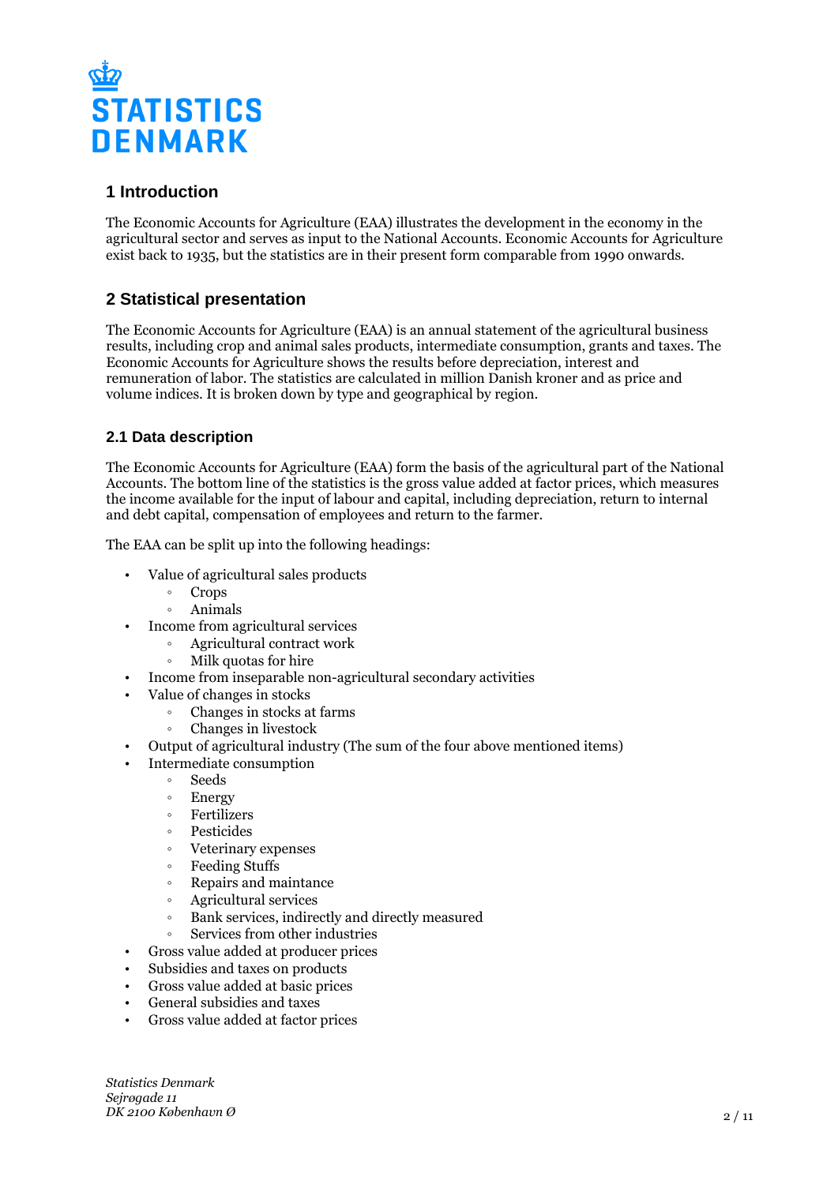## 1 Introduction

The Economic Accounts for Agriculture (EAA) illustrates the development in the economy in the agricultural sector and serves as input to the National Accounts. Economic Accounts for Agriculture exist back to 1935, but the statistics are in their present form comparable from 1990 onwards.

## 2 Statistical presentation

The Economic Accounts for Agriculture (EAA) is an annual statement of the agricultural business results, including crop and animal sales products, intermediate consumption, grants and taxes. The Economic Accounts for Agriculture shows the results before depreciation, interest and remuneration of labor. The statistics are calculated in million Danish kroner and as price and volume indices. It is broken down by type and geographical by region.

### 2.1 Data description

The Economic Accounts for Agriculture (EAA) form the basis of the agricultural part of the National Accounts. The bottom line of the statistics is the gross value added at factor prices, which measures the income available for the input of labour and capital, including depreciation, return to internal and debt capital, compensation of employees and return to the farmer.

The EAA can be split up into the following headings:

- Value of agricultural sales products
  - Crops
  - Animals
- Income from agricultural services
  - Agricultural contract work
  - Milk quotas for hire
- Income from inseparable non-agricultural secondary activities
- Value of changes in stocks
  - Changes in stocks at farms
  - Changes in livestock
- Output of agricultural industry (The sum of the four above mentioned items)
- Intermediate consumption
  - Seeds
  - Energy
  - Fertilizers
  - Pesticides
  - Veterinary expenses
  - Feeding Stuffs
  - Repairs and maintance
  - Agricultural services
  - Bank services, indirectly and directly measured
  - Services from other industries
- Gross value added at producer prices
- Subsidies and taxes on products
- Gross value added at basic prices
- General subsidies and taxes
- Gross value added at factor prices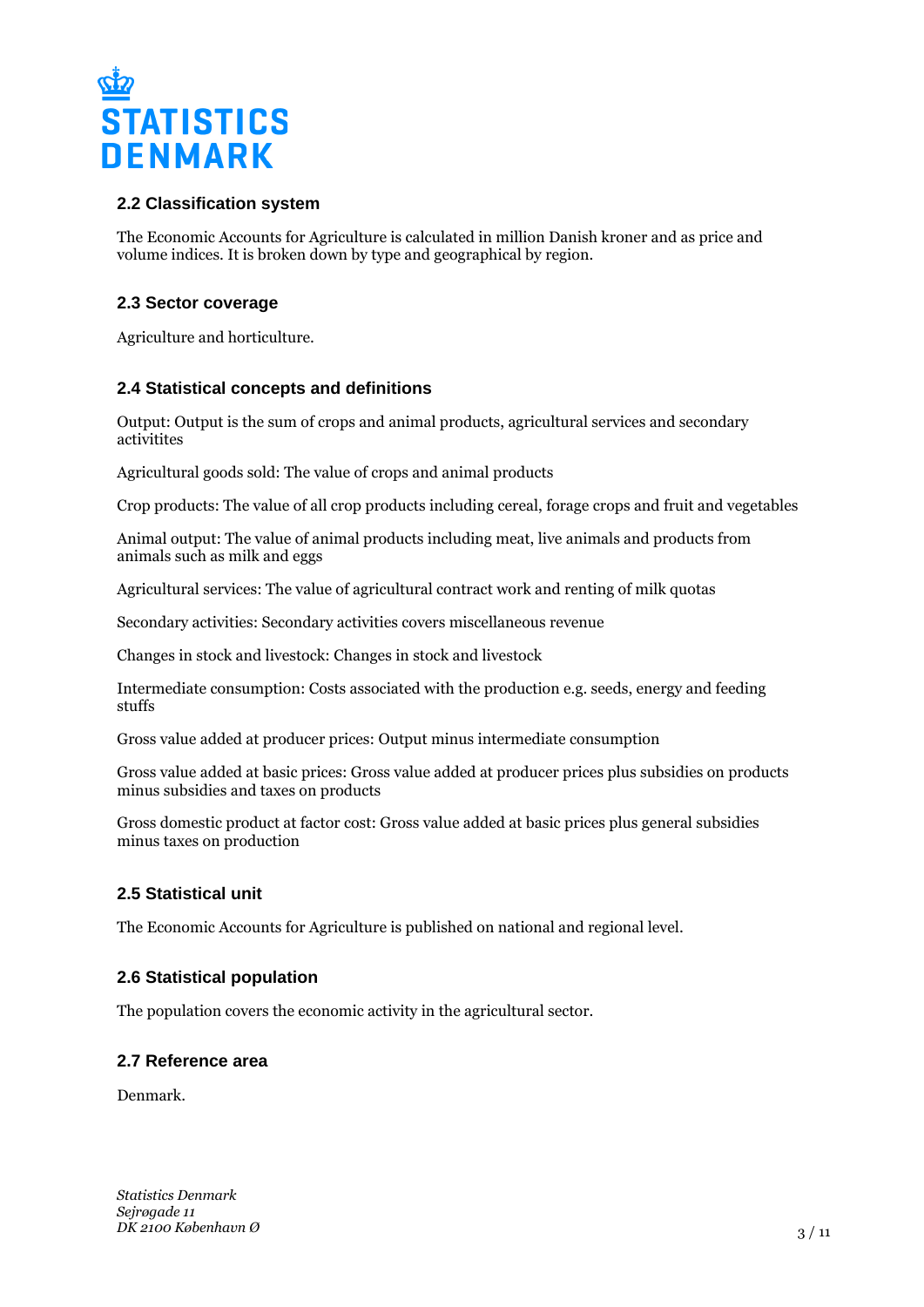## 2.2 Classification system

The Economic Accounts for Agriculture is calculated in million Danish kroner and as price and volume indices. It is broken down by type and geographical by region.

## 2.3 Sector coverage

Agriculture and horticulture.

## 2.4 Statistical concepts and definitions

Output: Output is the sum of crops and animal products, agricultural services and secondary activitites

Agricultural goods sold: The value of crops and animal products

Crop products: The value of all crop products including cereal, forage crops and fruit and vegetables

Animal output: The value of animal products including meat, live animals and products from animals such as milk and eggs

Agricultural services: The value of agricultural contract work and renting of milk quotas

Secondary activities: Secondary activities covers miscellaneous revenue

Changes in stock and livestock: Changes in stock and livestock

Intermediate consumption: Costs associated with the production e.g. seeds, energy and feeding stuffs

Gross value added at producer prices: Output minus intermediate consumption

Gross value added at basic prices: Gross value added at producer prices plus subsidies on products minus subsidies and taxes on products

Gross domestic product at factor cost: Gross value added at basic prices plus general subsidies minus taxes on production

## 2.5 Statistical unit

The Economic Accounts for Agriculture is published on national and regional level.

## 2.6 Statistical population

The population covers the economic activity in the agricultural sector.

## 2.7 Reference area

Denmark.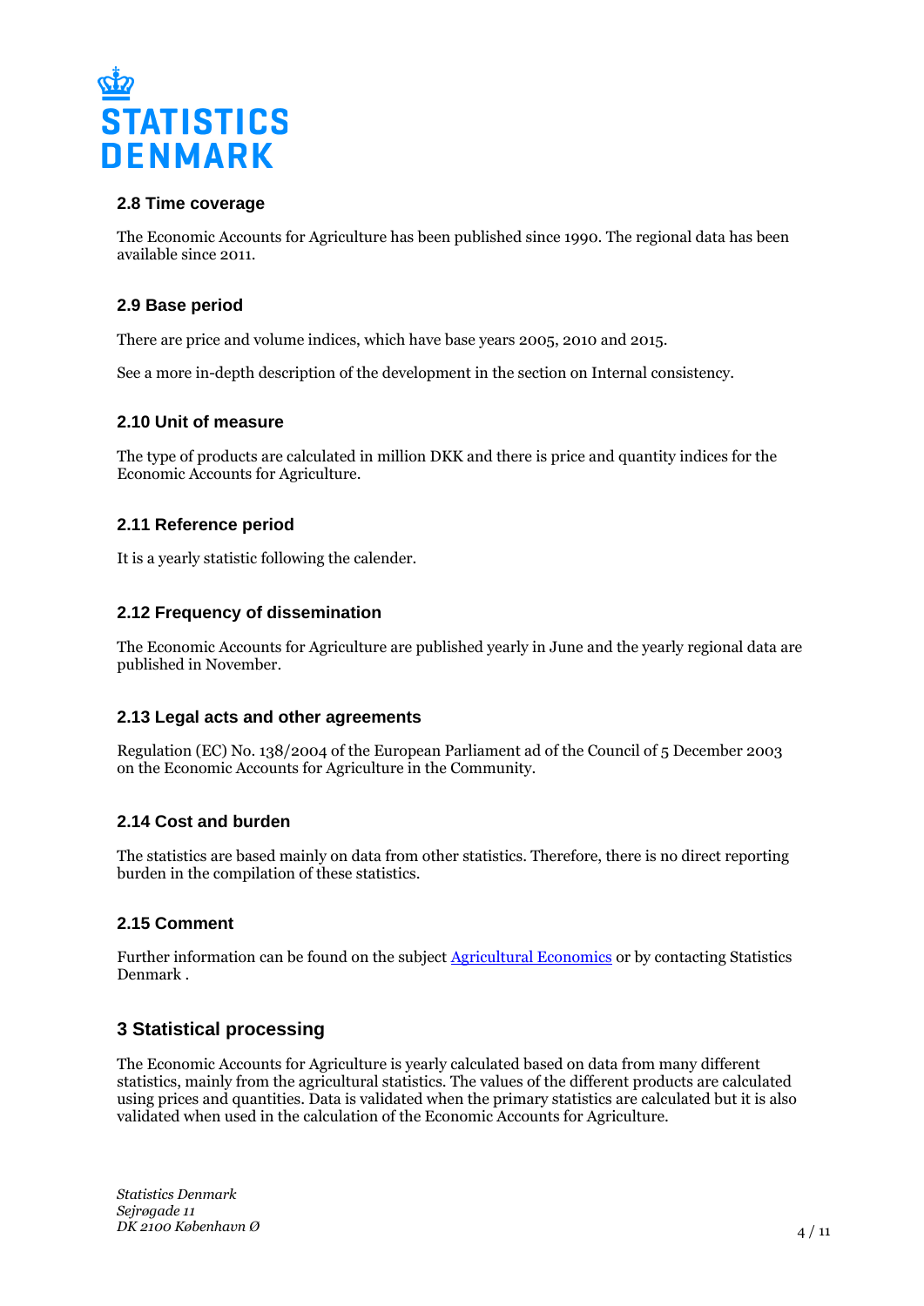### 2.8 Time coverage

The Economic Accounts for Agriculture has been published since 1990. The regional data has been available since 2011.

### 2.9 Base period

There are price and volume indices, which have base years 2005, 2010 and 2015.

See a more in-depth description of the development in the section on Internal consistency.

### 2.10 Unit of measure

The type of products are calculated in million DKK and there is price and quantity indices for the Economic Accounts for Agriculture.

### 2.11 Reference period

It is a yearly statistic following the calender.

### 2.12 Frequency of dissemination

The Economic Accounts for Agriculture are published yearly in June and the yearly regional data are published in November.

### 2.13 Legal acts and other agreements

Regulation (EC) No. 138/2004 of the European Parliament ad of the Council of 5 December 2003 on the Economic Accounts for Agriculture in the Community.

### 2.14 Cost and burden

The statistics are based mainly on data from other statistics. Therefore, there is no direct reporting burden in the compilation of these statistics.

### 2.15 Comment

Further information can be found on the subject Agricultural Economics or by contacting Statistics Denmark .

## 3 Statistical processing

The Economic Accounts for Agriculture is yearly calculated based on data from many different statistics, mainly from the agricultural statistics. The values of the different products are calculated using prices and quantities. Data is validated when the primary statistics are calculated but it is also validated when used in the calculation of the Economic Accounts for Agriculture.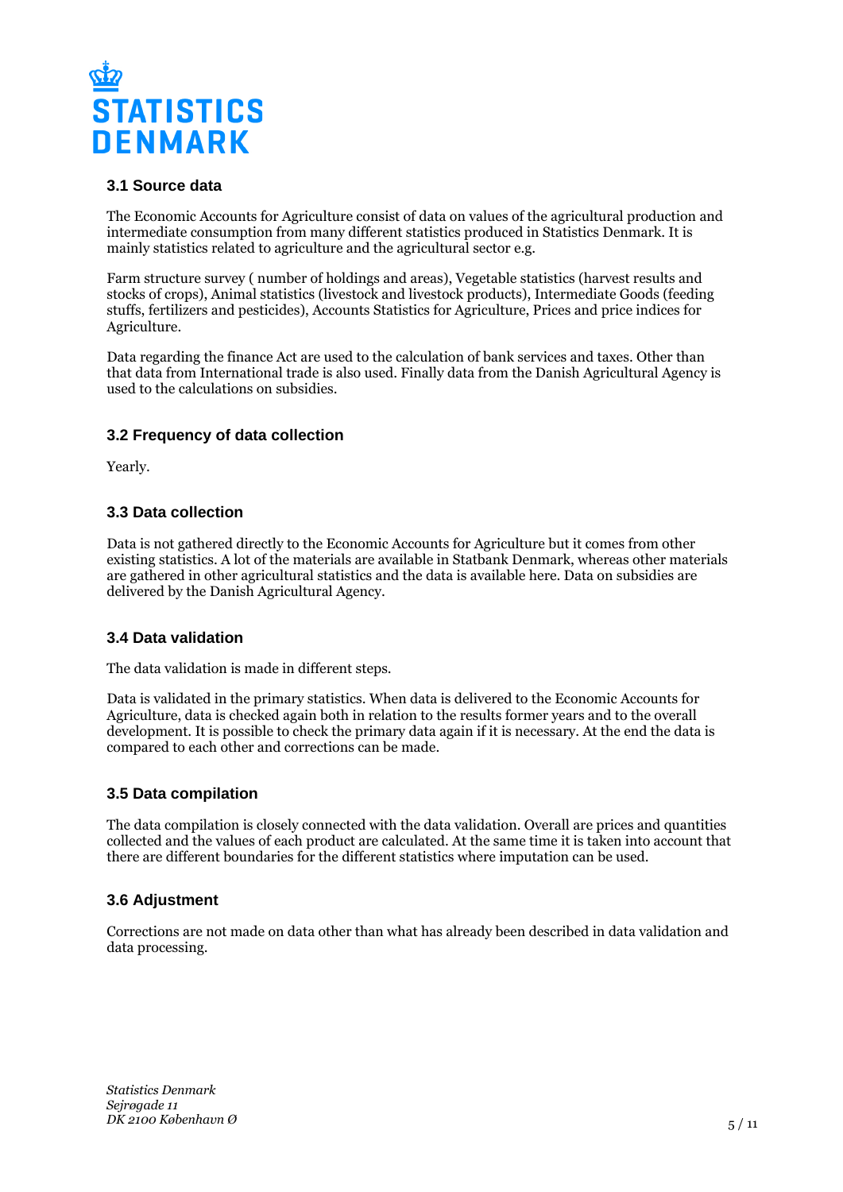### 3.1 Source data

The Economic Accounts for Agriculture consist of data on values of the agricultural production and intermediate consumption from many different statistics produced in Statistics Denmark. It is mainly statistics related to agriculture and the agricultural sector e.g.

Farm structure survey ( number of holdings and areas), Vegetable statistics (harvest results and stocks of crops), Animal statistics (livestock and livestock products), Intermediate Goods (feeding stuffs, fertilizers and pesticides), Accounts Statistics for Agriculture, Prices and price indices for Agriculture.

Data regarding the finance Act are used to the calculation of bank services and taxes. Other than that data from International trade is also used. Finally data from the Danish Agricultural Agency is used to the calculations on subsidies.

### 3.2 Frequency of data collection

Yearly.

### 3.3 Data collection

Data is not gathered directly to the Economic Accounts for Agriculture but it comes from other existing statistics. A lot of the materials are available in Statbank Denmark, whereas other materials are gathered in other agricultural statistics and the data is available here. Data on subsidies are delivered by the Danish Agricultural Agency.

### 3.4 Data validation

The data validation is made in different steps.

Data is validated in the primary statistics. When data is delivered to the Economic Accounts for Agriculture, data is checked again both in relation to the results former years and to the overall development. It is possible to check the primary data again if it is necessary. At the end the data is compared to each other and corrections can be made.

### 3.5 Data compilation

The data compilation is closely connected with the data validation. Overall are prices and quantities collected and the values of each product are calculated. At the same time it is taken into account that there are different boundaries for the different statistics where imputation can be used.

### 3.6 Adjustment

Corrections are not made on data other than what has already been described in data validation and data processing.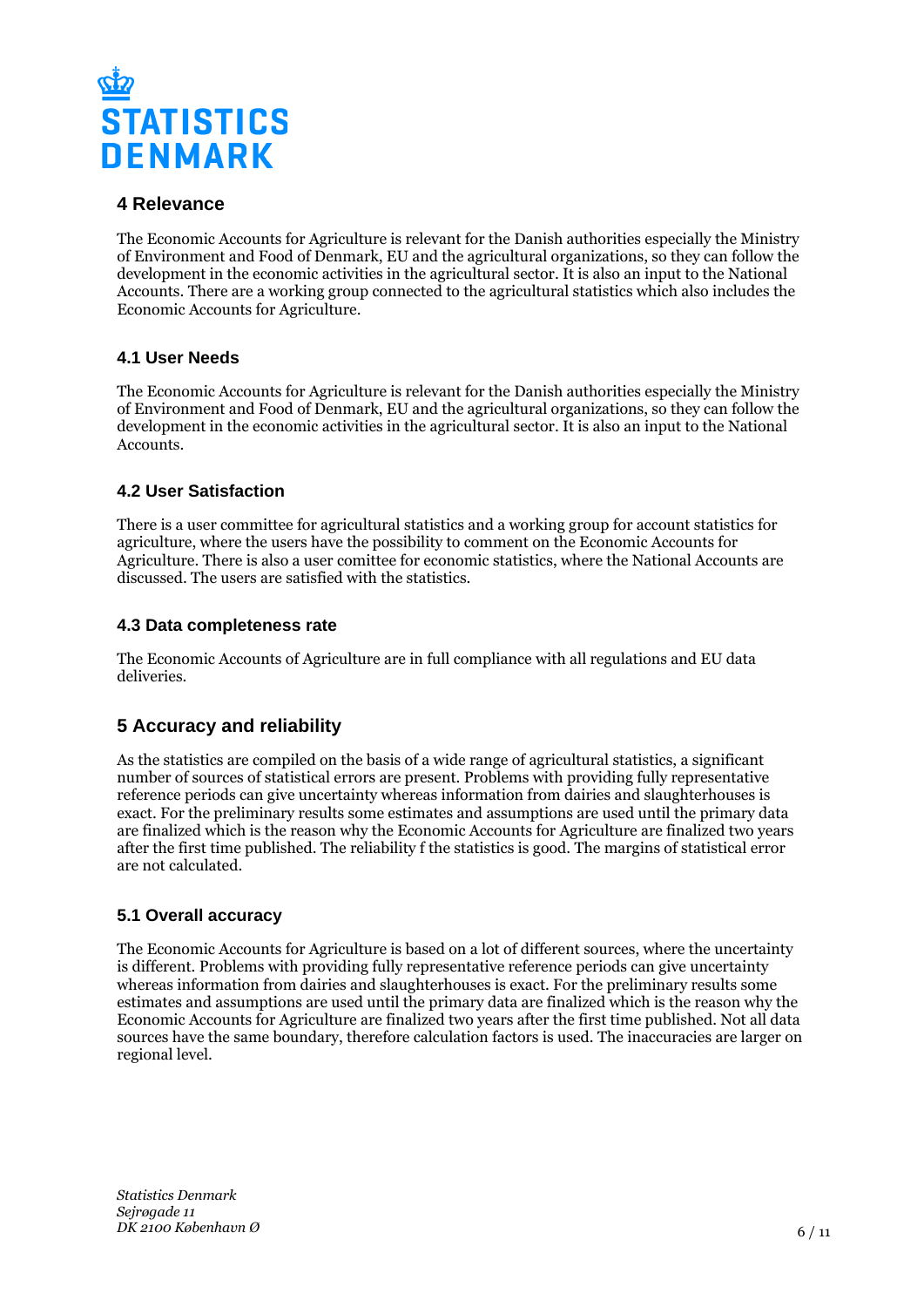## 4 Relevance

The Economic Accounts for Agriculture is relevant for the Danish authorities especially the Ministry of Environment and Food of Denmark, EU and the agricultural organizations, so they can follow the development in the economic activities in the agricultural sector. It is also an input to the National Accounts. There are a working group connected to the agricultural statistics which also includes the Economic Accounts for Agriculture.

### 4.1 User Needs

The Economic Accounts for Agriculture is relevant for the Danish authorities especially the Ministry of Environment and Food of Denmark, EU and the agricultural organizations, so they can follow the development in the economic activities in the agricultural sector. It is also an input to the National Accounts.

### 4.2 User Satisfaction

There is a user committee for agricultural statistics and a working group for account statistics for agriculture, where the users have the possibility to comment on the Economic Accounts for Agriculture. There is also a user comittee for economic statistics, where the National Accounts are discussed. The users are satisfied with the statistics.

### 4.3 Data completeness rate

The Economic Accounts of Agriculture are in full compliance with all regulations and EU data deliveries.

## 5 Accuracy and reliability

As the statistics are compiled on the basis of a wide range of agricultural statistics, a significant number of sources of statistical errors are present. Problems with providing fully representative reference periods can give uncertainty whereas information from dairies and slaughterhouses is exact. For the preliminary results some estimates and assumptions are used until the primary data are finalized which is the reason why the Economic Accounts for Agriculture are finalized two years after the first time published. The reliability f the statistics is good. The margins of statistical error are not calculated.

### 5.1 Overall accuracy

The Economic Accounts for Agriculture is based on a lot of different sources, where the uncertainty is different. Problems with providing fully representative reference periods can give uncertainty whereas information from dairies and slaughterhouses is exact. For the preliminary results some estimates and assumptions are used until the primary data are finalized which is the reason why the Economic Accounts for Agriculture are finalized two years after the first time published. Not all data sources have the same boundary, therefore calculation factors is used. The inaccuracies are larger on regional level.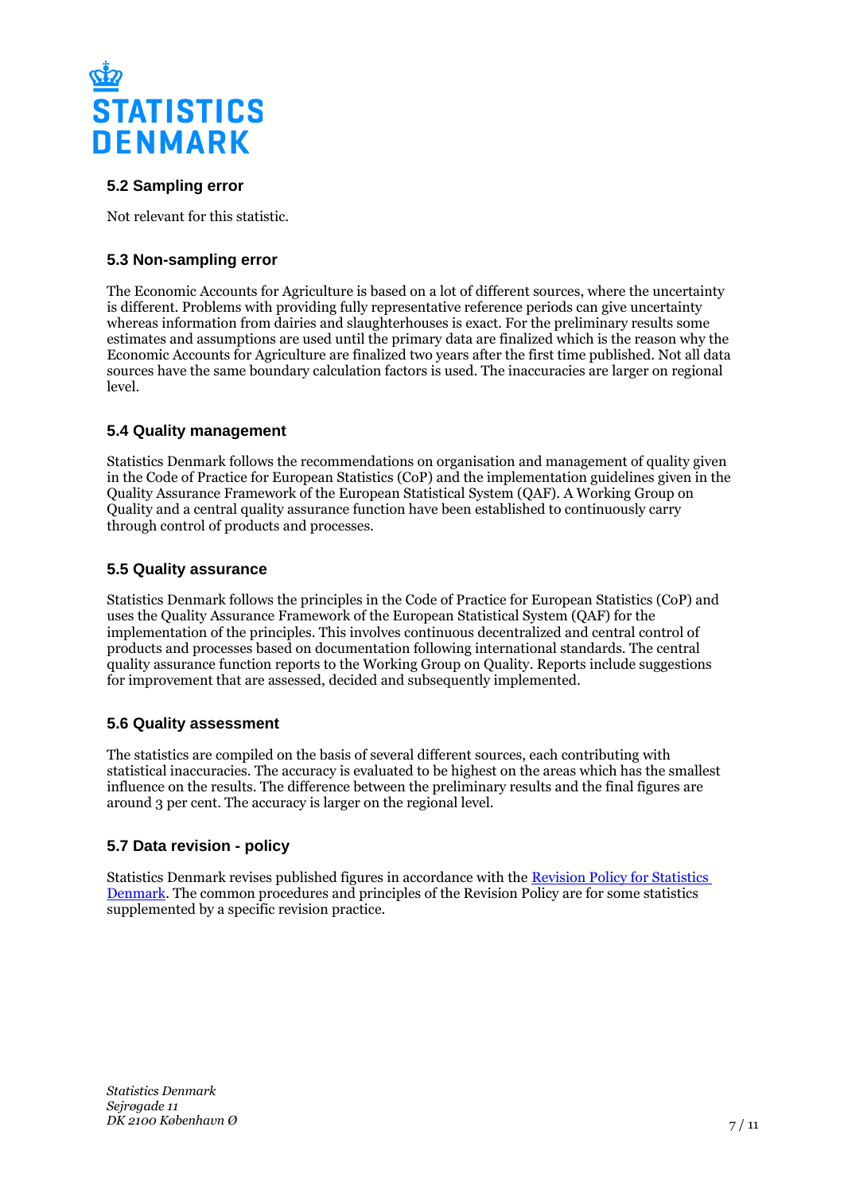### 5.2 Sampling error

Not relevant for this statistic.

### 5.3 Non-sampling error

The Economic Accounts for Agriculture is based on a lot of different sources, where the uncertainty is different. Problems with providing fully representative reference periods can give uncertainty whereas information from dairies and slaughterhouses is exact. For the preliminary results some estimates and assumptions are used until the primary data are finalized which is the reason why the Economic Accounts for Agriculture are finalized two years after the first time published. Not all data sources have the same boundary calculation factors is used. The inaccuracies are larger on regional level.

### 5.4 Quality management

Statistics Denmark follows the recommendations on organisation and management of quality given in the Code of Practice for European Statistics (CoP) and the implementation guidelines given in the Quality Assurance Framework of the European Statistical System (QAF). A Working Group on Quality and a central quality assurance function have been established to continuously carry through control of products and processes.

### 5.5 Quality assurance

Statistics Denmark follows the principles in the Code of Practice for European Statistics (CoP) and uses the Quality Assurance Framework of the European Statistical System (QAF) for the implementation of the principles. This involves continuous decentralized and central control of products and processes based on documentation following international standards. The central quality assurance function reports to the Working Group on Quality. Reports include suggestions for improvement that are assessed, decided and subsequently implemented.

### 5.6 Quality assessment

The statistics are compiled on the basis of several different sources, each contributing with statistical inaccuracies. The accuracy is evaluated to be highest on the areas which has the smallest influence on the results. The difference between the preliminary results and the final figures are around 3 per cent. The accuracy is larger on the regional level.

### 5.7 Data revision - policy

Statistics Denmark revises published figures in accordance with the [Revision Policy for Statistics Denmark](). The common procedures and principles of the Revision Policy are for some statistics supplemented by a specific revision practice.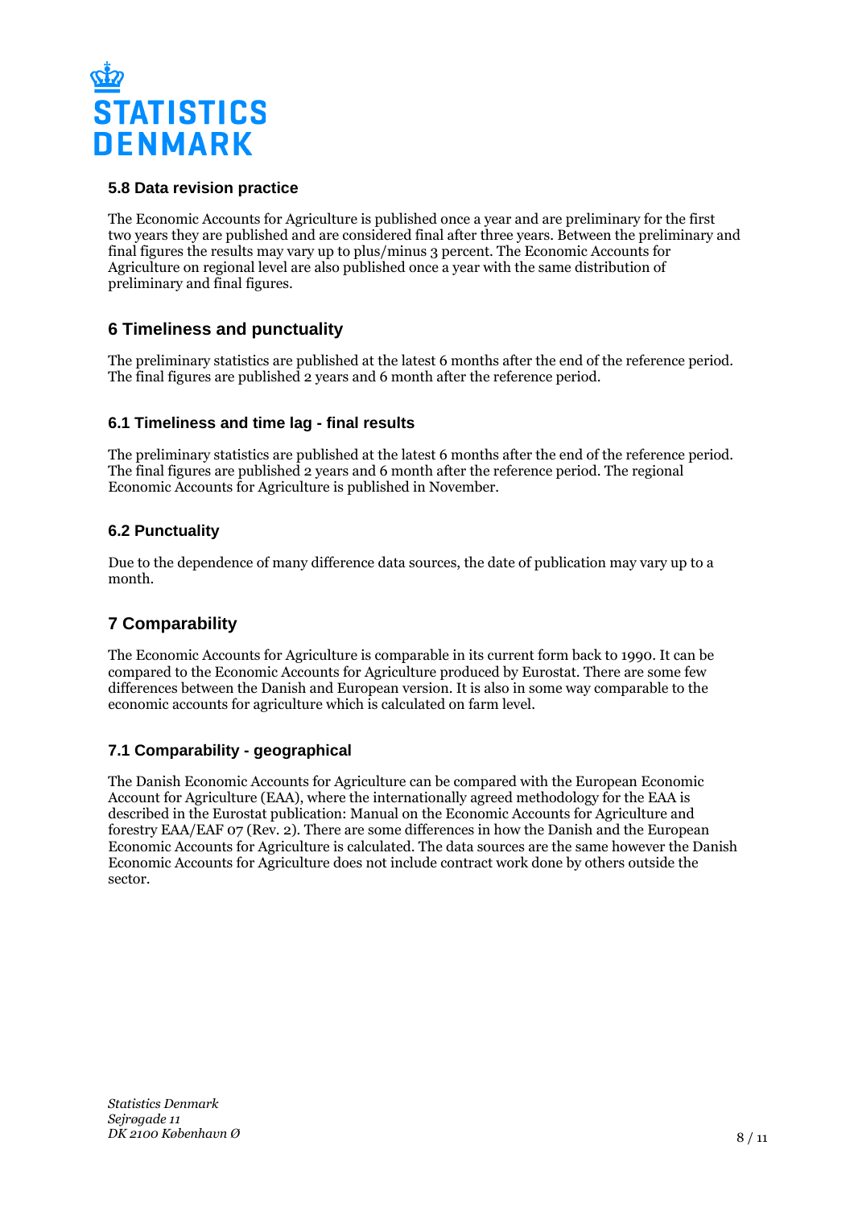### 5.8 Data revision practice

The Economic Accounts for Agriculture is published once a year and are preliminary for the first two years they are published and are considered final after three years. Between the preliminary and final figures the results may vary up to plus/minus 3 percent. The Economic Accounts for Agriculture on regional level are also published once a year with the same distribution of preliminary and final figures.

## 6 Timeliness and punctuality

The preliminary statistics are published at the latest 6 months after the end of the reference period. The final figures are published 2 years and 6 month after the reference period.

### 6.1 Timeliness and time lag - final results

The preliminary statistics are published at the latest 6 months after the end of the reference period. The final figures are published 2 years and 6 month after the reference period. The regional Economic Accounts for Agriculture is published in November.

### 6.2 Punctuality

Due to the dependence of many difference data sources, the date of publication may vary up to a month.

## 7 Comparability

The Economic Accounts for Agriculture is comparable in its current form back to 1990. It can be compared to the Economic Accounts for Agriculture produced by Eurostat. There are some few differences between the Danish and European version. It is also in some way comparable to the economic accounts for agriculture which is calculated on farm level.

### 7.1 Comparability - geographical

The Danish Economic Accounts for Agriculture can be compared with the European Economic Account for Agriculture (EAA), where the internationally agreed methodology for the EAA is described in the Eurostat publication: Manual on the Economic Accounts for Agriculture and forestry EAA/EAF 07 (Rev. 2). There are some differences in how the Danish and the European Economic Accounts for Agriculture is calculated. The data sources are the same however the Danish Economic Accounts for Agriculture does not include contract work done by others outside the sector.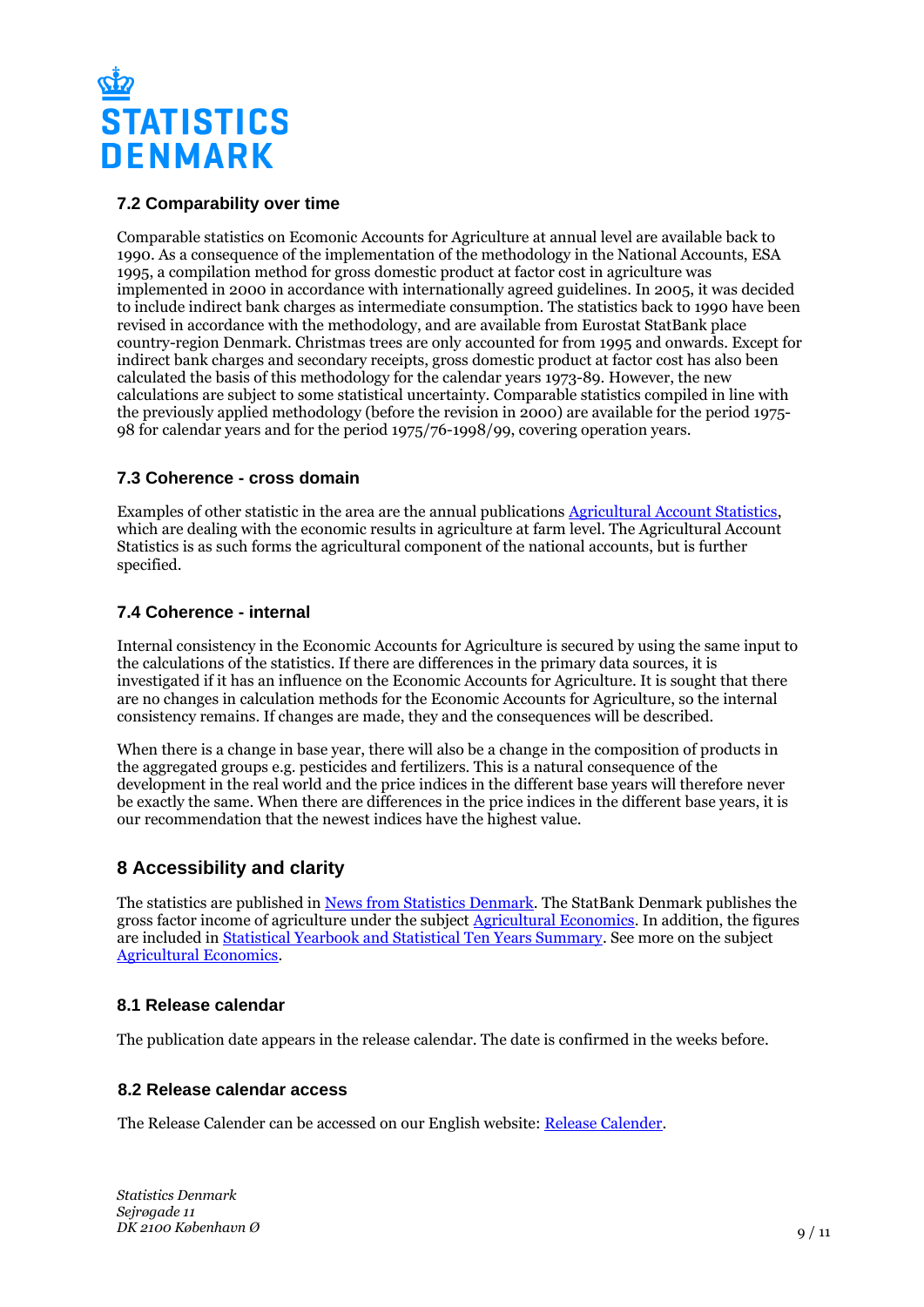## 7.2 Comparability over time

Comparable statistics on Ecomonic Accounts for Agriculture at annual level are available back to 1990. As a consequence of the implementation of the methodology in the National Accounts, ESA 1995, a compilation method for gross domestic product at factor cost in agriculture was implemented in 2000 in accordance with internationally agreed guidelines. In 2005, it was decided to include indirect bank charges as intermediate consumption. The statistics back to 1990 have been revised in accordance with the methodology, and are available from Eurostat StatBank place country-region Denmark. Christmas trees are only accounted for from 1995 and onwards. Except for indirect bank charges and secondary receipts, gross domestic product at factor cost has also been calculated the basis of this methodology for the calendar years 1973-89. However, the new calculations are subject to some statistical uncertainty. Comparable statistics compiled in line with the previously applied methodology (before the revision in 2000) are available for the period 1975-98 for calendar years and for the period 1975/76-1998/99, covering operation years.

## 7.3 Coherence - cross domain

Examples of other statistic in the area are the annual publications [Agricultural Account Statistics](), which are dealing with the economic results in agriculture at farm level. The Agricultural Account Statistics is as such forms the agricultural component of the national accounts, but is further specified.

## 7.4 Coherence - internal

Internal consistency in the Economic Accounts for Agriculture is secured by using the same input to the calculations of the statistics. If there are differences in the primary data sources, it is investigated if it has an influence on the Economic Accounts for Agriculture. It is sought that there are no changes in calculation methods for the Economic Accounts for Agriculture, so the internal consistency remains. If changes are made, they and the consequences will be described.

When there is a change in base year, there will also be a change in the composition of products in the aggregated groups e.g. pesticides and fertilizers. This is a natural consequence of the development in the real world and the price indices in the different base years will therefore never be exactly the same. When there are differences in the price indices in the different base years, it is our recommendation that the newest indices have the highest value.

# 8 Accessibility and clarity

The statistics are published in [News from Statistics Denmark](). The StatBank Denmark publishes the gross factor income of agriculture under the subject [Agricultural Economics](). In addition, the figures are included in [Statistical Yearbook and Statistical Ten Years Summary](). See more on the subject [Agricultural Economics]().

## 8.1 Release calendar

The publication date appears in the release calendar. The date is confirmed in the weeks before.

## 8.2 Release calendar access

The Release Calender can be accessed on our English website: [Release Calender]().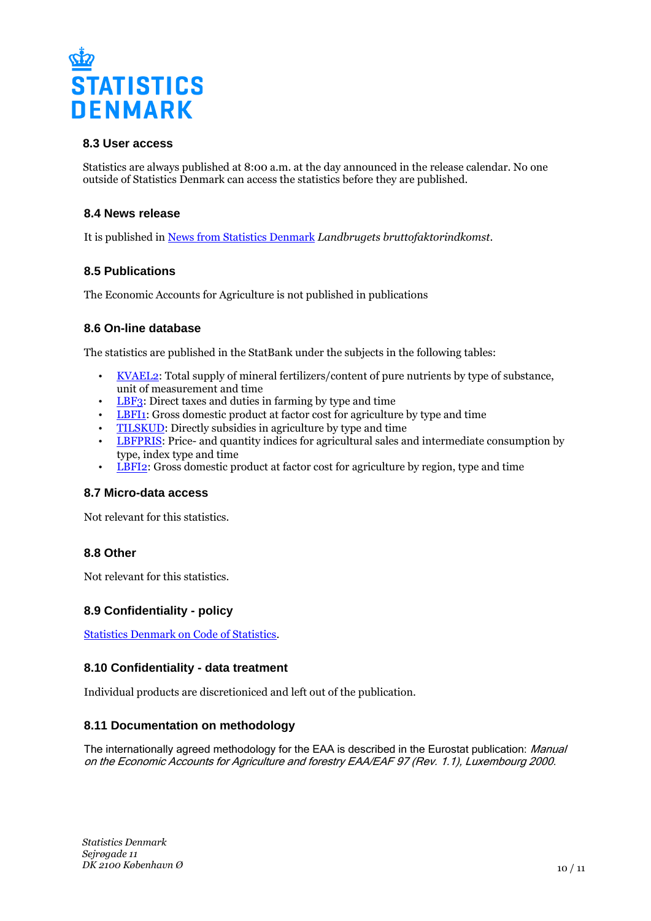### 8.3 User access

Statistics are always published at 8:00 a.m. at the day announced in the release calendar. No one outside of Statistics Denmark can access the statistics before they are published.

### 8.4 News release

It is published in [News from Statistics Denmark] *Landbrugets bruttofaktorindkomst*.

### 8.5 Publications

The Economic Accounts for Agriculture is not published in publications

### 8.6 On-line database

The statistics are published in the StatBank under the subjects in the following tables:

- KVAEL2: Total supply of mineral fertilizers/content of pure nutrients by type of substance, unit of measurement and time
- LBF3: Direct taxes and duties in farming by type and time
- LBFI1: Gross domestic product at factor cost for agriculture by type and time
- TILSKUD: Directly subsidies in agriculture by type and time
- LBFPRIS: Price- and quantity indices for agricultural sales and intermediate consumption by type, index type and time
- LBFI2: Gross domestic product at factor cost for agriculture by region, type and time

### 8.7 Micro-data access

Not relevant for this statistics.

### 8.8 Other

Not relevant for this statistics.

### 8.9 Confidentiality - policy

Statistics Denmark on Code of Statistics.

### 8.10 Confidentiality - data treatment

Individual products are discretioniced and left out of the publication.

### 8.11 Documentation on methodology

The internationally agreed methodology for the EAA is described in the Eurostat publication: *Manual on the Economic Accounts for Agriculture and forestry EAA/EAF 97 (Rev. 1.1), Luxembourg 2000*.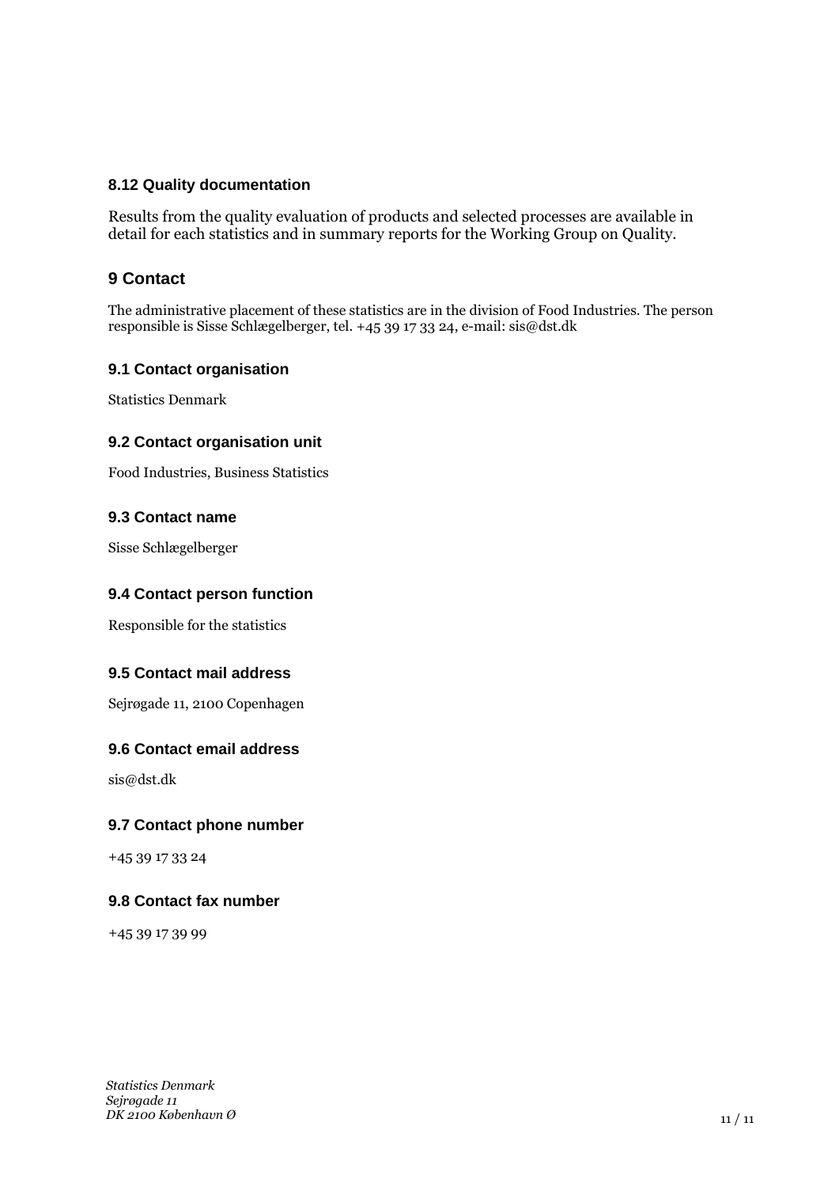### 8.12 Quality documentation

Results from the quality evaluation of products and selected processes are available in detail for each statistics and in summary reports for the Working Group on Quality.

## 9 Contact

The administrative placement of these statistics are in the division of Food Industries. The person responsible is Sisse Schlægelberger, tel. +45 39 17 33 24, e-mail: sis@dst.dk

### 9.1 Contact organisation

Statistics Denmark

### 9.2 Contact organisation unit

Food Industries, Business Statistics

### 9.3 Contact name

Sisse Schlægelberger

### 9.4 Contact person function

Responsible for the statistics

### 9.5 Contact mail address

Sejrøgade 11, 2100 Copenhagen

### 9.6 Contact email address

sis@dst.dk

### 9.7 Contact phone number

+45 39 17 33 24

### 9.8 Contact fax number

+45 39 17 39 99